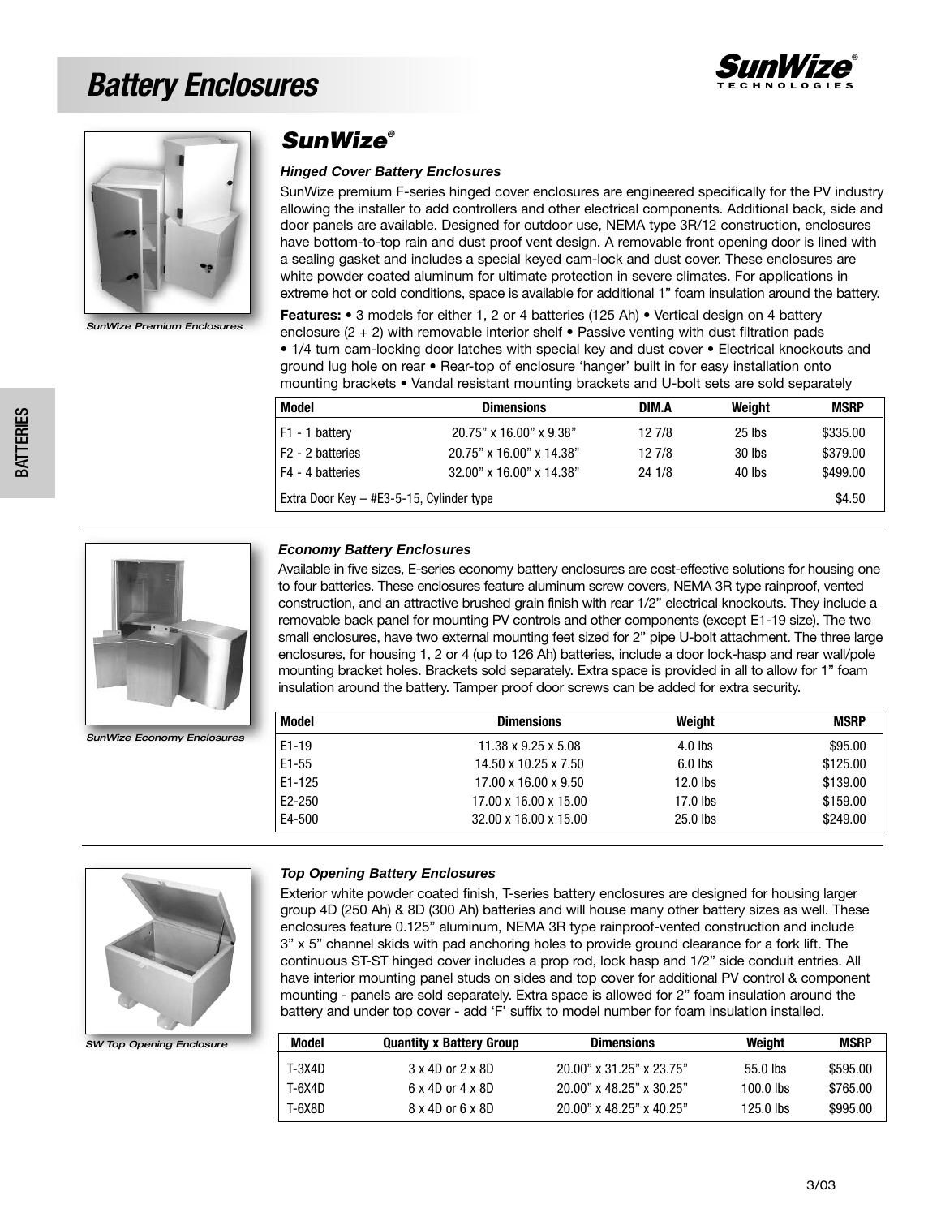# Battery Enclosures

SunWize Premium Enclosures

## SunWize®

### *Hinged Cover Battery Enclosures*

SunWize premium F-series hinged cover enclosures are engineered specifically for the PV industry allowing the installer to add controllers and other electrical components. Additional back, side and door panels are available. Designed for outdoor use, NEMA type 3R/12 construction, enclosures have bottom-to-top rain and dust proof vent design. A removable front opening door is lined with a sealing gasket and includes a special keyed cam-lock and dust cover. These enclosures are white powder coated aluminum for ultimate protection in severe climates. For applications in extreme hot or cold conditions, space is available for additional 1" foam insulation around the battery.

**Features:** • 3 models for either 1, 2 or 4 batteries (125 Ah) • Vertical design on 4 battery enclosure (2 + 2) with removable interior shelf • Passive venting with dust filtration pads • 1/4 turn cam-locking door latches with special key and dust cover • Electrical knockouts and ground lug hole on rear • Rear-top of enclosure 'hanger' built in for easy installation onto mounting brackets • Vandal resistant mounting brackets and U-bolt sets are sold separately

| Model | Dimensions | DIM.A | Weight | MSRP |
|---|---|---|---|---|
| F1 - 1 battery | 20.75" x 16.00" x 9.38" | 12 7/8 | 25 lbs | $335.00 |
| F2 - 2 batteries | 20.75" x 16.00" x 14.38" | 12 7/8 | 30 lbs | $379.00 |
| F4 - 4 batteries | 32.00" x 16.00" x 14.38" | 24 1/8 | 40 lbs | $499.00 |
| Extra Door Key – #E3-5-15, Cylinder type | | | | $4.50 |

SunWize Economy Enclosures

### *Economy Battery Enclosures*

Available in five sizes, E-series economy battery enclosures are cost-effective solutions for housing one to four batteries. These enclosures feature aluminum screw covers, NEMA 3R type rainproof, vented construction, and an attractive brushed grain finish with rear 1/2" electrical knockouts. They include a removable back panel for mounting PV controls and other components (except E1-19 size). The two small enclosures, have two external mounting feet sized for 2" pipe U-bolt attachment. The three large enclosures, for housing 1, 2 or 4 (up to 126 Ah) batteries, include a door lock-hasp and rear wall/pole mounting bracket holes. Brackets sold separately. Extra space is provided in all to allow for 1" foam insulation around the battery. Tamper proof door screws can be added for extra security.

| Model | Dimensions | Weight | MSRP |
|---|---|---|---|
| E1-19 | 11.38 x 9.25 x 5.08 | 4.0 lbs | $95.00 |
| E1-55 | 14.50 x 10.25 x 7.50 | 6.0 lbs | $125.00 |
| E1-125 | 17.00 x 16.00 x 9.50 | 12.0 lbs | $139.00 |
| E2-250 | 17.00 x 16.00 x 15.00 | 17.0 lbs | $159.00 |
| E4-500 | 32.00 x 16.00 x 15.00 | 25.0 lbs | $249.00 |

SW Top Opening Enclosure

### *Top Opening Battery Enclosures*

Exterior white powder coated finish, T-series battery enclosures are designed for housing larger group 4D (250 Ah) & 8D (300 Ah) batteries and will house many other battery sizes as well. These enclosures feature 0.125" aluminum, NEMA 3R type rainproof-vented construction and include 3" x 5" channel skids with pad anchoring holes to provide ground clearance for a fork lift. The continuous ST-ST hinged cover includes a prop rod, lock hasp and 1/2" side conduit entries. All have interior mounting panel studs on sides and top cover for additional PV control & component mounting - panels are sold separately. Extra space is allowed for 2" foam insulation around the battery and under top cover - add 'F' suffix to model number for foam insulation installed.

| Model | Quantity x Battery Group | Dimensions | Weight | MSRP |
|---|---|---|---|---|
| T-3X4D | 3 x 4D or 2 x 8D | 20.00" x 31.25" x 23.75" | 55.0 lbs | $595.00 |
| T-6X4D | 6 x 4D or 4 x 8D | 20.00" x 48.25" x 30.25" | 100.0 lbs | $765.00 |
| T-6X8D | 8 x 4D or 6 x 8D | 20.00" x 48.25" x 40.25" | 125.0 lbs | $995.00 |

3/03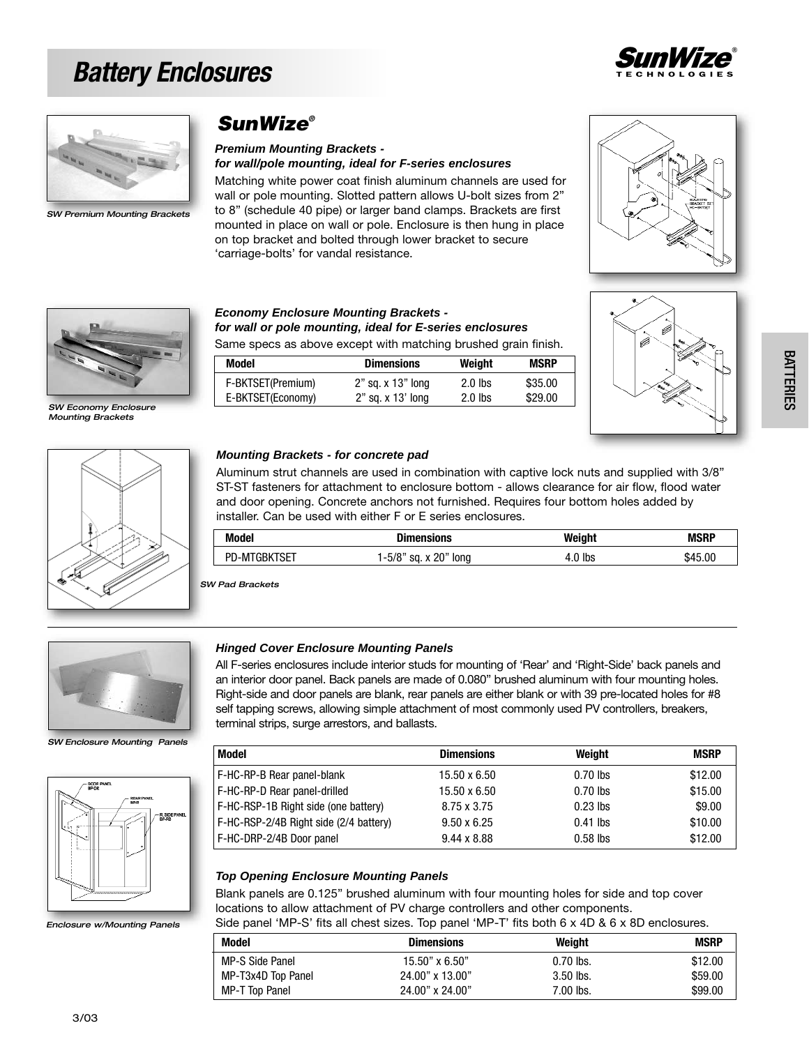# Battery Enclosures

SunWize® TECHNOLOGIES

SW Premium Mounting Brackets

## SunWize®

### *Premium Mounting Brackets - for wall/pole mounting, ideal for F-series enclosures*

Matching white power coat finish aluminum channels are used for wall or pole mounting. Slotted pattern allows U-bolt sizes from 2" to 8" (schedule 40 pipe) or larger band clamps. Brackets are first mounted in place on wall or pole. Enclosure is then hung in place on top bracket and bolted through lower bracket to secure 'carriage-bolts' for vandal resistance.

SW Economy Enclosure Mounting Brackets

### *Economy Enclosure Mounting Brackets - for wall or pole mounting, ideal for E-series enclosures*

Same specs as above except with matching brushed grain finish.

| Model | Dimensions | Weight | MSRP |
|---|---|---|---|
| F-BKTSET(Premium) | 2" sq. x 13" long | 2.0 lbs | $35.00 |
| E-BKTSET(Economy) | 2" sq. x 13' long | 2.0 lbs | $29.00 |

### *Mounting Brackets - for concrete pad*

Aluminum strut channels are used in combination with captive lock nuts and supplied with 3/8" ST-ST fasteners for attachment to enclosure bottom - allows clearance for air flow, flood water and door opening. Concrete anchors not furnished. Requires four bottom holes added by installer. Can be used with either F or E series enclosures.

| Model | Dimensions | Weight | MSRP |
|---|---|---|---|
| PD-MTGBKTSET | 1-5/8" sq. x 20" long | 4.0 lbs | $45.00 |

SW Pad Brackets

BATTERIES

SW Enclosure Mounting Panels

### *Hinged Cover Enclosure Mounting Panels*

All F-series enclosures include interior studs for mounting of 'Rear' and 'Right-Side' back panels and an interior door panel. Back panels are made of 0.080" brushed aluminum with four mounting holes. Right-side and door panels are blank, rear panels are either blank or with 39 pre-located holes for #8 self tapping screws, allowing simple attachment of most commonly used PV controllers, breakers, terminal strips, surge arrestors, and ballasts.

| Model | Dimensions | Weight | MSRP |
|---|---|---|---|
| F-HC-RP-B Rear panel-blank | 15.50 x 6.50 | 0.70 lbs | $12.00 |
| F-HC-RP-D Rear panel-drilled | 15.50 x 6.50 | 0.70 lbs | $15.00 |
| F-HC-RSP-1B Right side (one battery) | 8.75 x 3.75 | 0.23 lbs | $9.00 |
| F-HC-RSP-2/4B Right side (2/4 battery) | 9.50 x 6.25 | 0.41 lbs | $10.00 |
| F-HC-DRP-2/4B Door panel | 9.44 x 8.88 | 0.58 lbs | $12.00 |

Enclosure w/Mounting Panels

### *Top Opening Enclosure Mounting Panels*

Blank panels are 0.125" brushed aluminum with four mounting holes for side and top cover locations to allow attachment of PV charge controllers and other components.
Side panel 'MP-S' fits all chest sizes. Top panel 'MP-T' fits both 6 x 4D & 6 x 8D enclosures.

| Model | Dimensions | Weight | MSRP |
|---|---|---|---|
| MP-S Side Panel | 15.50" x 6.50" | 0.70 lbs. | $12.00 |
| MP-T3x4D Top Panel | 24.00" x 13.00" | 3.50 lbs. | $59.00 |
| MP-T Top Panel | 24.00" x 24.00" | 7.00 lbs. | $99.00 |

3/03